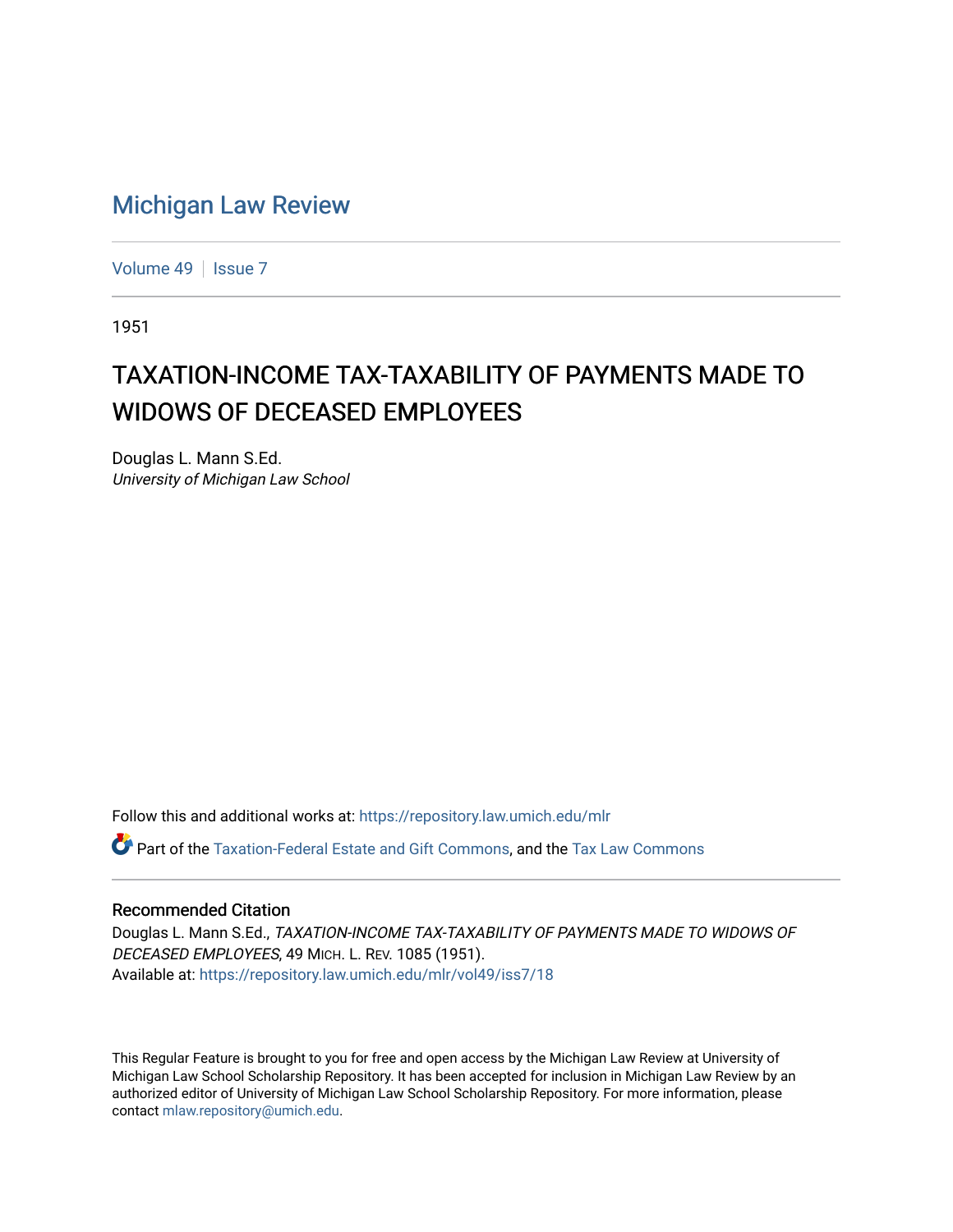# Michigan Law Review

Volume 49 | Issue 7

1951

## TAXATION-INCOME TAX-TAXABILITY OF PAYMENTS MADE TO WIDOWS OF DECEASED EMPLOYEES

Douglas L. Mann S.Ed.
*University of Michigan Law School*

Follow this and additional works at: https://repository.law.umich.edu/mlr

Part of the Taxation-Federal Estate and Gift Commons, and the Tax Law Commons

### Recommended Citation

Douglas L. Mann S.Ed., *TAXATION-INCOME TAX-TAXABILITY OF PAYMENTS MADE TO WIDOWS OF DECEASED EMPLOYEES*, 49 MICH. L. REV. 1085 (1951).
Available at: https://repository.law.umich.edu/mlr/vol49/iss7/18

This Regular Feature is brought to you for free and open access by the Michigan Law Review at University of Michigan Law School Scholarship Repository. It has been accepted for inclusion in Michigan Law Review by an authorized editor of University of Michigan Law School Scholarship Repository. For more information, please contact mlaw.repository@umich.edu.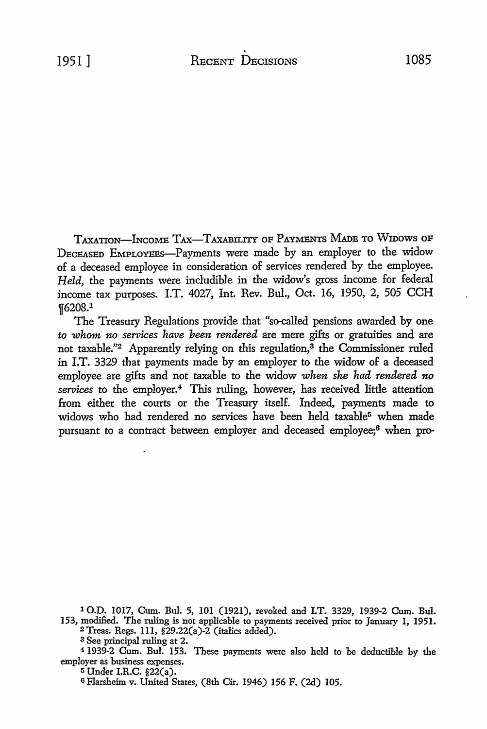TAXATION—INCOME TAX—TAXABILITY OF PAYMENTS MADE TO WIDOWS OF DECEASED EMPLOYEES—Payments were made by an employer to the widow of a deceased employee in consideration of services rendered by the employee. *Held,* the payments were includible in the widow's gross income for federal income tax purposes. I.T. 4027, Int. Rev. Bul., Oct. 16, 1950, 2, 505 CCH ¶6208.[1]

The Treasury Regulations provide that "so-called pensions awarded by one *to whom no services have been rendered* are mere gifts or gratuities and are not taxable."[2] Apparently relying on this regulation,[3] the Commissioner ruled in I.T. 3329 that payments made by an employer to the widow of a deceased employee are gifts and not taxable to the widow *when she had rendered no services* to the employer.[4] This ruling, however, has received little attention from either the courts or the Treasury itself. Indeed, payments made to widows who had rendered no services have been held taxable[5] when made pursuant to a contract between employer and deceased employee;[6] when pro-

[1] O.D. 1017, Cum. Bul. 5, 101 (1921), revoked and I.T. 3329, 1939-2 Cum. Bul. 153, modified. The ruling is not applicable to payments received prior to January 1, 1951.

[2] Treas. Regs. 111, §29.22(a)-2 (italics added).

[3] See principal ruling at 2.

[4] 1939-2 Cum. Bul. 153. These payments were also held to be deductible by the employer as business expenses.

[5] Under I.R.C. §22(a).

[6] Flarsheim v. United States, (8th Cir. 1946) 156 F. (2d) 105.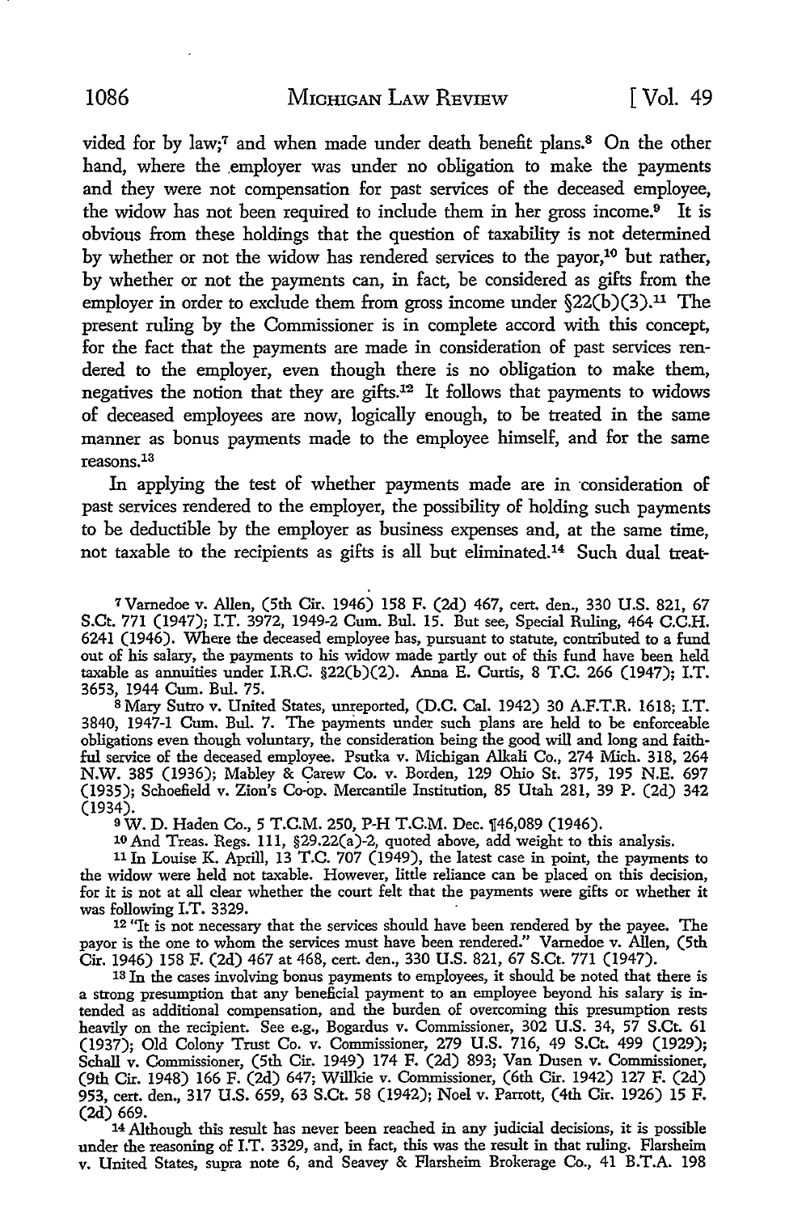vided for by law;[7] and when made under death benefit plans.[8] On the other hand, where the employer was under no obligation to make the payments and they were not compensation for past services of the deceased employee, the widow has not been required to include them in her gross income.[9] It is obvious from these holdings that the question of taxability is not determined by whether or not the widow has rendered services to the payor,[10] but rather, by whether or not the payments can, in fact, be considered as gifts from the employer in order to exclude them from gross income under §22(b)(3).[11] The present ruling by the Commissioner is in complete accord with this concept, for the fact that the payments are made in consideration of past services rendered to the employer, even though there is no obligation to make them, negatives the notion that they are gifts.[12] It follows that payments to widows of deceased employees are now, logically enough, to be treated in the same manner as bonus payments made to the employee himself, and for the same reasons.[13]

In applying the test of whether payments made are in consideration of past services rendered to the employer, the possibility of holding such payments to be deductible by the employer as business expenses and, at the same time, not taxable to the recipients as gifts is all but eliminated.[14] Such dual treat-

---

[7] Varnedoe v. Allen, (5th Cir. 1946) 158 F. (2d) 467, cert. den., 330 U.S. 821, 67 S.Ct. 771 (1947); I.T. 3972, 1949-2 Cum. Bul. 15. But see, Special Ruling, 464 C.C.H. 6241 (1946). Where the deceased employee has, pursuant to statute, contributed to a fund out of his salary, the payments to his widow made partly out of this fund have been held taxable as annuities under I.R.C. §22(b)(2). Anna E. Curtis, 8 T.C. 266 (1947); I.T. 3653, 1944 Cum. Bul. 75.

[8] Mary Sutro v. United States, unreported, (D.C. Cal. 1942) 30 A.F.T.R. 1618; I.T. 3840, 1947-1 Cum. Bul. 7. The payments under such plans are held to be enforceable obligations even though voluntary, the consideration being the good will and long and faithful service of the deceased employee. Psutka v. Michigan Alkali Co., 274 Mich. 318, 264 N.W. 385 (1936); Mabley & Carew Co. v. Borden, 129 Ohio St. 375, 195 N.E. 697 (1935); Schoefield v. Zion's Co-op. Mercantile Institution, 85 Utah 281, 39 P. (2d) 342 (1934).

[9] W. D. Haden Co., 5 T.C.M. 250, P-H T.C.M. Dec. ¶46,089 (1946).

[10] And Treas. Regs. 111, §29.22(a)-2, quoted above, add weight to this analysis.

[11] In Louise K. Aprill, 13 T.C. 707 (1949), the latest case in point, the payments to the widow were held not taxable. However, little reliance can be placed on this decision, for it is not at all clear whether the court felt that the payments were gifts or whether it was following I.T. 3329.

[12] "It is not necessary that the services should have been rendered by the payee. The payor is the one to whom the services must have been rendered." Varnedoe v. Allen, (5th Cir. 1946) 158 F. (2d) 467 at 468, cert. den., 330 U.S. 821, 67 S.Ct. 771 (1947).

[13] In the cases involving bonus payments to employees, it should be noted that there is a strong presumption that any beneficial payment to an employee beyond his salary is intended as additional compensation, and the burden of overcoming this presumption rests heavily on the recipient. See e.g., Bogardus v. Commissioner, 302 U.S. 34, 57 S.Ct. 61 (1937); Old Colony Trust Co. v. Commissioner, 279 U.S. 716, 49 S.Ct. 499 (1929); Schall v. Commissioner, (5th Cir. 1949) 174 F. (2d) 893; Van Dusen v. Commissioner, (9th Cir. 1948) 166 F. (2d) 647; Willkie v. Commissioner, (6th Cir. 1942) 127 F. (2d) 953, cert. den., 317 U.S. 659, 63 S.Ct. 58 (1942); Noel v. Parrott, (4th Cir. 1926) 15 F. (2d) 669.

[14] Although this result has never been reached in any judicial decisions, it is possible under the reasoning of I.T. 3329, and, in fact, this was the result in that ruling. Flarsheim v. United States, supra note 6, and Seavey & Flarsheim Brokerage Co., 41 B.T.A. 198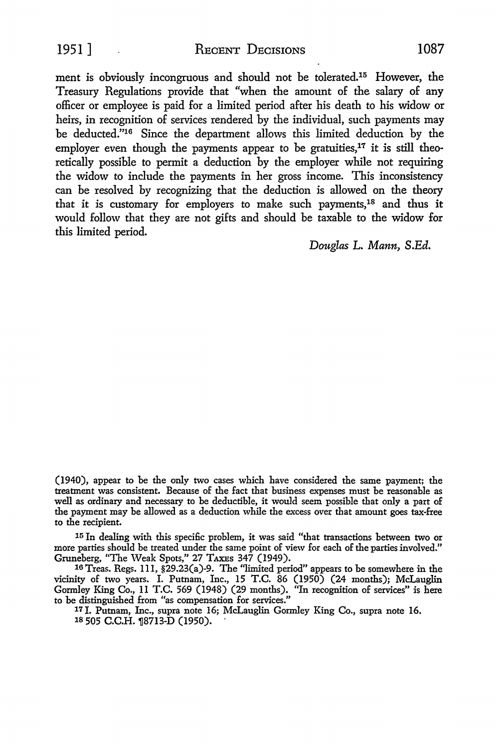ment is obviously incongruous and should not be tolerated.[15] However, the Treasury Regulations provide that "when the amount of the salary of any officer or employee is paid for a limited period after his death to his widow or heirs, in recognition of services rendered by the individual, such payments may be deducted."[16] Since the department allows this limited deduction by the employer even though the payments appear to be gratuities,[17] it is still theoretically possible to permit a deduction by the employer while not requiring the widow to include the payments in her gross income. This inconsistency can be resolved by recognizing that the deduction is allowed on the theory that it is customary for employers to make such payments,[18] and thus it would follow that they are not gifts and should be taxable to the widow for this limited period.

*Douglas L. Mann, S.Ed.*

---

(1940), appear to be the only two cases which have considered the same payment; the treatment was consistent. Because of the fact that business expenses must be reasonable as well as ordinary and necessary to be deductible, it would seem possible that only a part of the payment may be allowed as a deduction while the excess over that amount goes tax-free to the recipient.

[15] In dealing with this specific problem, it was said "that transactions between two or more parties should be treated under the same point of view for each of the parties involved." Gruneberg, "The Weak Spots," 27 TAXES 347 (1949).

[16] Treas. Regs. 111, §29.23(a)-9. The "limited period" appears to be somewhere in the vicinity of two years. I. Putnam, Inc., 15 T.C. 86 (1950) (24 months); McLauglin Gormley King Co., 11 T.C. 569 (1948) (29 months). "In recognition of services" is here to be distinguished from "as compensation for services."

[17] I. Putnam, Inc., supra note 16; McLauglin Gormley King Co., supra note 16.

[18] 505 C.C.H. ¶8713-D (1950).